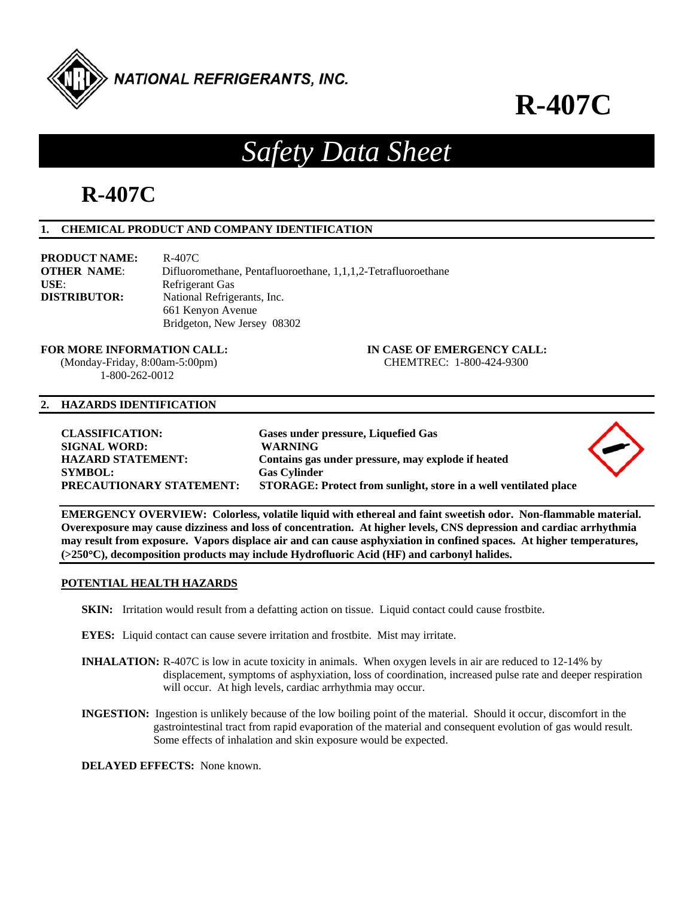NATIONAL REFRIGERANTS, INC.

# R-407C

# *Safety Data Sheet*

## R-407C

### 1. CHEMICAL PRODUCT AND COMPANY IDENTIFICATION

**PRODUCT NAME:** R-407C
**OTHER NAME**: Difluoromethane, Pentafluoroethane, 1,1,1,2-Tetrafluoroethane
**USE**: Refrigerant Gas
**DISTRIBUTOR:** National Refrigerants, Inc.
661 Kenyon Avenue
Bridgeton, New Jersey 08302

**FOR MORE INFORMATION CALL:**
(Monday-Friday, 8:00am-5:00pm)
1-800-262-0012

**IN CASE OF EMERGENCY CALL:**
CHEMTREC: 1-800-424-9300

### 2. HAZARDS IDENTIFICATION

**CLASSIFICATION:** **Gases under pressure, Liquefied Gas**
**SIGNAL WORD:** **WARNING**
**HAZARD STATEMENT:** **Contains gas under pressure, may explode if heated**
**SYMBOL:** **Gas Cylinder**
**PRECAUTIONARY STATEMENT:** **STORAGE: Protect from sunlight, store in a well ventilated place**

**EMERGENCY OVERVIEW: Colorless, volatile liquid with ethereal and faint sweetish odor. Non-flammable material. Overexposure may cause dizziness and loss of concentration. At higher levels, CNS depression and cardiac arrhythmia may result from exposure. Vapors displace air and can cause asphyxiation in confined spaces. At higher temperatures, (>250°C), decomposition products may include Hydrofluoric Acid (HF) and carbonyl halides.**

**POTENTIAL HEALTH HAZARDS**

**SKIN:** Irritation would result from a defatting action on tissue. Liquid contact could cause frostbite.

**EYES:** Liquid contact can cause severe irritation and frostbite. Mist may irritate.

**INHALATION:** R-407C is low in acute toxicity in animals. When oxygen levels in air are reduced to 12-14% by displacement, symptoms of asphyxiation, loss of coordination, increased pulse rate and deeper respiration will occur. At high levels, cardiac arrhythmia may occur.

**INGESTION:** Ingestion is unlikely because of the low boiling point of the material. Should it occur, discomfort in the gastrointestinal tract from rapid evaporation of the material and consequent evolution of gas would result. Some effects of inhalation and skin exposure would be expected.

**DELAYED EFFECTS:** None known.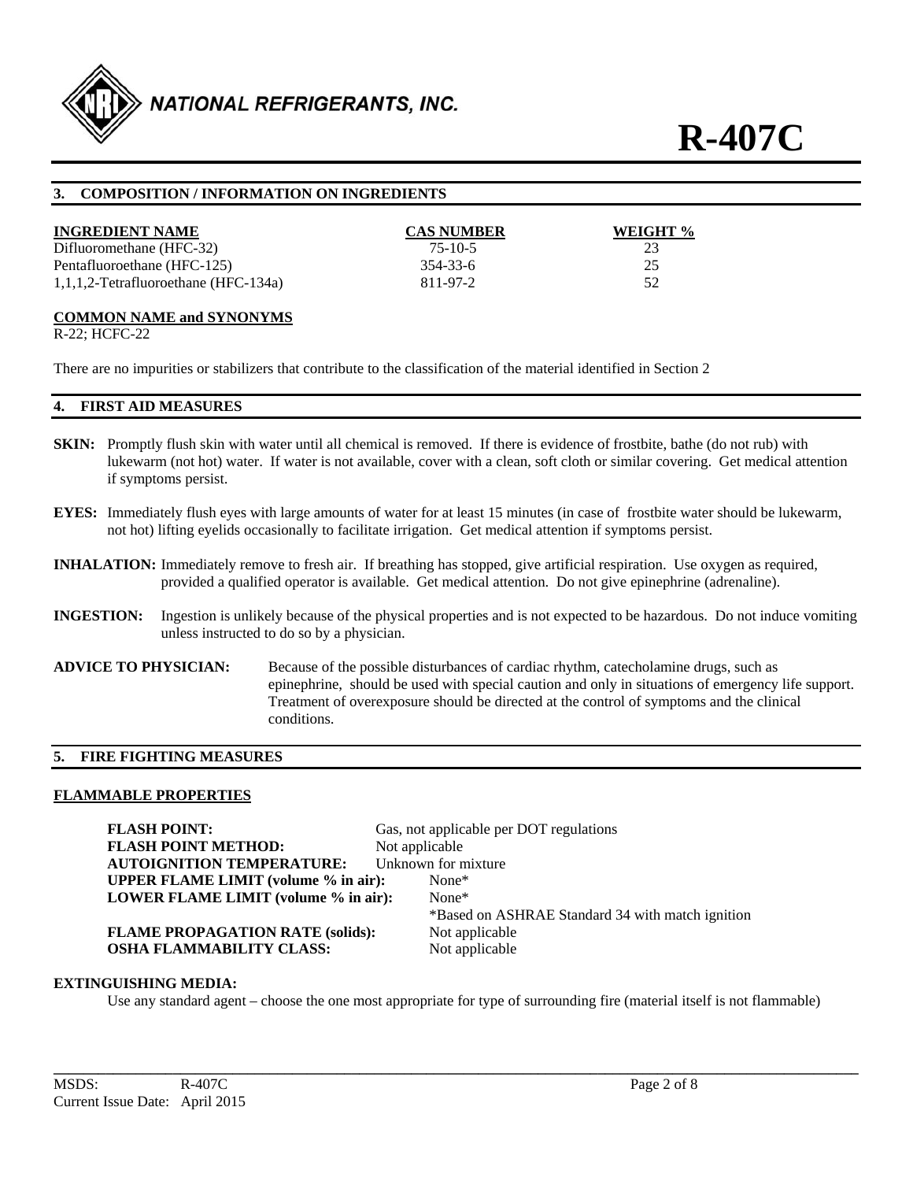## 3. COMPOSITION / INFORMATION ON INGREDIENTS

| INGREDIENT NAME | CAS NUMBER | WEIGHT % |
|---|---|---|
| Difluoromethane (HFC-32) | 75-10-5 | 23 |
| Pentafluoroethane (HFC-125) | 354-33-6 | 25 |
| 1,1,1,2-Tetrafluoroethane (HFC-134a) | 811-97-2 | 52 |

**COMMON NAME and SYNONYMS**

R-22; HCFC-22

There are no impurities or stabilizers that contribute to the classification of the material identified in Section 2

## 4. FIRST AID MEASURES

**SKIN:** Promptly flush skin with water until all chemical is removed. If there is evidence of frostbite, bathe (do not rub) with lukewarm (not hot) water. If water is not available, cover with a clean, soft cloth or similar covering. Get medical attention if symptoms persist.

**EYES:** Immediately flush eyes with large amounts of water for at least 15 minutes (in case of frostbite water should be lukewarm, not hot) lifting eyelids occasionally to facilitate irrigation. Get medical attention if symptoms persist.

**INHALATION:** Immediately remove to fresh air. If breathing has stopped, give artificial respiration. Use oxygen as required, provided a qualified operator is available. Get medical attention. Do not give epinephrine (adrenaline).

**INGESTION:** Ingestion is unlikely because of the physical properties and is not expected to be hazardous. Do not induce vomiting unless instructed to do so by a physician.

**ADVICE TO PHYSICIAN:** Because of the possible disturbances of cardiac rhythm, catecholamine drugs, such as epinephrine, should be used with special caution and only in situations of emergency life support. Treatment of overexposure should be directed at the control of symptoms and the clinical conditions.

## 5. FIRE FIGHTING MEASURES

**FLAMMABLE PROPERTIES**

**FLASH POINT:** Gas, not applicable per DOT regulations
**FLASH POINT METHOD:** Not applicable
**AUTOIGNITION TEMPERATURE:** Unknown for mixture
**UPPER FLAME LIMIT (volume % in air):** None*
**LOWER FLAME LIMIT (volume % in air):** None*
*Based on ASHRAE Standard 34 with match ignition
**FLAME PROPAGATION RATE (solids):** Not applicable
**OSHA FLAMMABILITY CLASS:** Not applicable

**EXTINGUISHING MEDIA:**

Use any standard agent – choose the one most appropriate for type of surrounding fire (material itself is not flammable)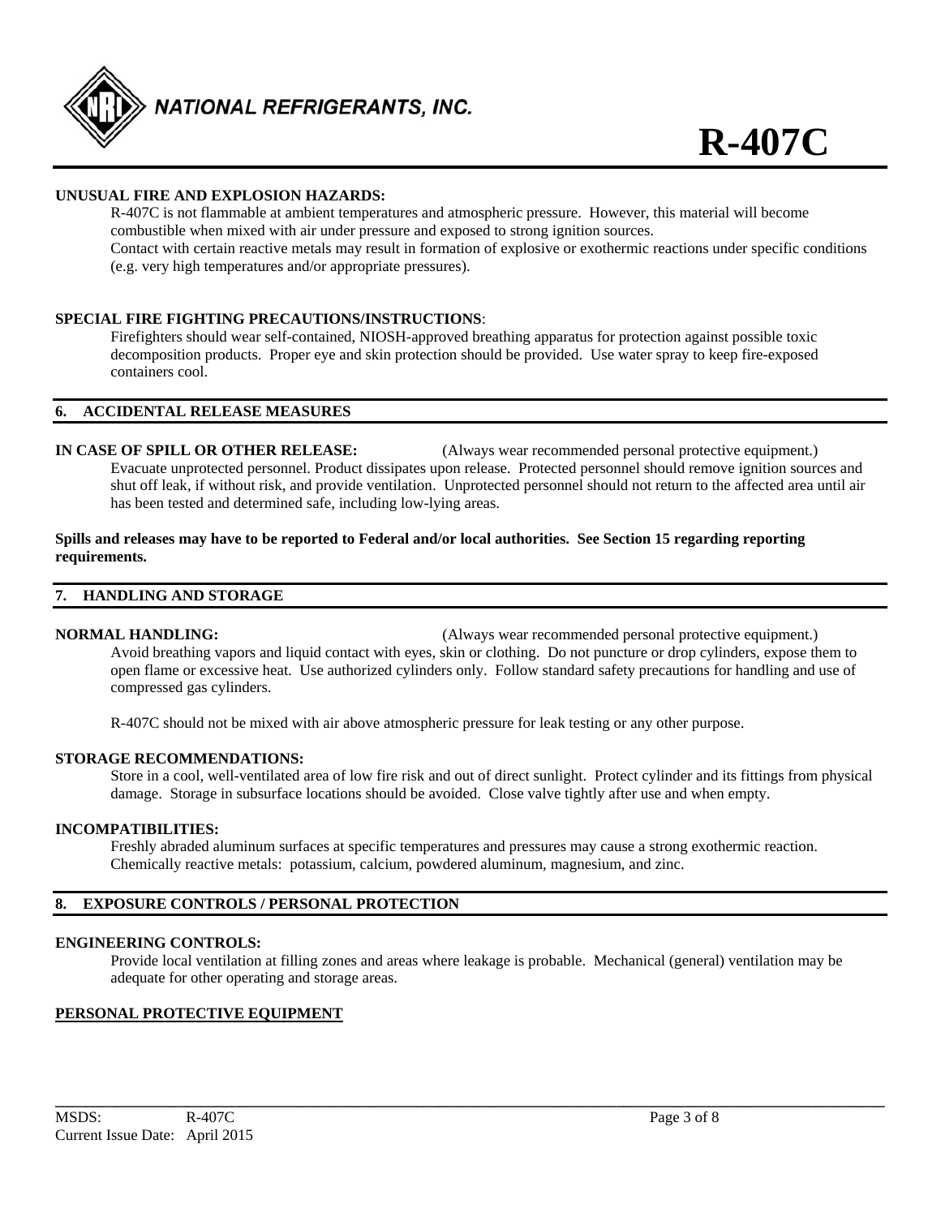**UNUSUAL FIRE AND EXPLOSION HAZARDS:**

R-407C is not flammable at ambient temperatures and atmospheric pressure. However, this material will become combustible when mixed with air under pressure and exposed to strong ignition sources.

Contact with certain reactive metals may result in formation of explosive or exothermic reactions under specific conditions (e.g. very high temperatures and/or appropriate pressures).

**SPECIAL FIRE FIGHTING PRECAUTIONS/INSTRUCTIONS**:

Firefighters should wear self-contained, NIOSH-approved breathing apparatus for protection against possible toxic decomposition products. Proper eye and skin protection should be provided. Use water spray to keep fire-exposed containers cool.

## 6. ACCIDENTAL RELEASE MEASURES

**IN CASE OF SPILL OR OTHER RELEASE:** (Always wear recommended personal protective equipment.)

Evacuate unprotected personnel. Product dissipates upon release. Protected personnel should remove ignition sources and shut off leak, if without risk, and provide ventilation. Unprotected personnel should not return to the affected area until air has been tested and determined safe, including low-lying areas.

**Spills and releases may have to be reported to Federal and/or local authorities. See Section 15 regarding reporting requirements.**

## 7. HANDLING AND STORAGE

**NORMAL HANDLING:** (Always wear recommended personal protective equipment.)

Avoid breathing vapors and liquid contact with eyes, skin or clothing. Do not puncture or drop cylinders, expose them to open flame or excessive heat. Use authorized cylinders only. Follow standard safety precautions for handling and use of compressed gas cylinders.

R-407C should not be mixed with air above atmospheric pressure for leak testing or any other purpose.

**STORAGE RECOMMENDATIONS:**

Store in a cool, well-ventilated area of low fire risk and out of direct sunlight. Protect cylinder and its fittings from physical damage. Storage in subsurface locations should be avoided. Close valve tightly after use and when empty.

**INCOMPATIBILITIES:**

Freshly abraded aluminum surfaces at specific temperatures and pressures may cause a strong exothermic reaction. Chemically reactive metals: potassium, calcium, powdered aluminum, magnesium, and zinc.

## 8. EXPOSURE CONTROLS / PERSONAL PROTECTION

**ENGINEERING CONTROLS:**

Provide local ventilation at filling zones and areas where leakage is probable. Mechanical (general) ventilation may be adequate for other operating and storage areas.

**PERSONAL PROTECTIVE EQUIPMENT**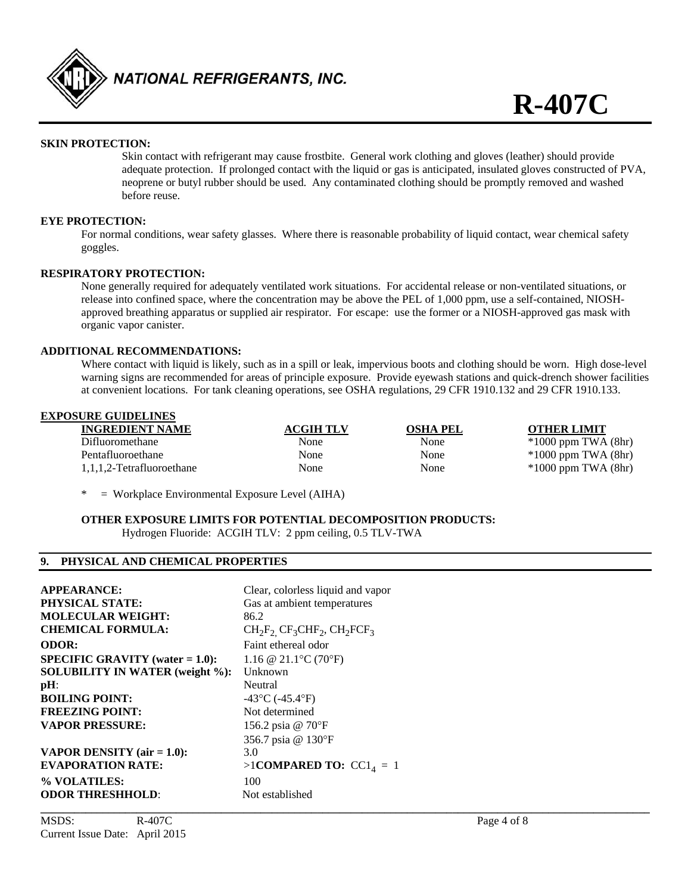**SKIN PROTECTION:**

Skin contact with refrigerant may cause frostbite. General work clothing and gloves (leather) should provide adequate protection. If prolonged contact with the liquid or gas is anticipated, insulated gloves constructed of PVA, neoprene or butyl rubber should be used. Any contaminated clothing should be promptly removed and washed before reuse.

**EYE PROTECTION:**

For normal conditions, wear safety glasses. Where there is reasonable probability of liquid contact, wear chemical safety goggles.

**RESPIRATORY PROTECTION:**

None generally required for adequately ventilated work situations. For accidental release or non-ventilated situations, or release into confined space, where the concentration may be above the PEL of 1,000 ppm, use a self-contained, NIOSH-approved breathing apparatus or supplied air respirator. For escape: use the former or a NIOSH-approved gas mask with organic vapor canister.

**ADDITIONAL RECOMMENDATIONS:**

Where contact with liquid is likely, such as in a spill or leak, impervious boots and clothing should be worn. High dose-level warning signs are recommended for areas of principle exposure. Provide eyewash stations and quick-drench shower facilities at convenient locations. For tank cleaning operations, see OSHA regulations, 29 CFR 1910.132 and 29 CFR 1910.133.

**EXPOSURE GUIDELINES**

| INGREDIENT NAME | ACGIH TLV | OSHA PEL | OTHER LIMIT |
|---|---|---|---|
| Difluoromethane | None | None | *1000 ppm TWA (8hr) |
| Pentafluoroethane | None | None | *1000 ppm TWA (8hr) |
| 1,1,1,2-Tetrafluoroethane | None | None | *1000 ppm TWA (8hr) |

\* = Workplace Environmental Exposure Level (AIHA)

**OTHER EXPOSURE LIMITS FOR POTENTIAL DECOMPOSITION PRODUCTS:**

Hydrogen Fluoride: ACGIH TLV: 2 ppm ceiling, 0.5 TLV-TWA

## 9. PHYSICAL AND CHEMICAL PROPERTIES

| | |
|---|---|
| **APPEARANCE:** | Clear, colorless liquid and vapor |
| **PHYSICAL STATE:** | Gas at ambient temperatures |
| **MOLECULAR WEIGHT:** | 86.2 |
| **CHEMICAL FORMULA:** | $CH_2F_2$, $CF_3CHF_2$, $CH_2FCF_3$ |
| **ODOR:** | Faint ethereal odor |
| **SPECIFIC GRAVITY (water = 1.0):** | 1.16 @ 21.1°C (70°F) |
| **SOLUBILITY IN WATER (weight %):** | Unknown |
| **pH**: | Neutral |
| **BOILING POINT:** | -43°C (-45.4°F) |
| **FREEZING POINT:** | Not determined |
| **VAPOR PRESSURE:** | 156.2 psia @ 70°F<br>356.7 psia @ 130°F |
| **VAPOR DENSITY (air = 1.0):** | 3.0 |
| **EVAPORATION RATE:** | >1 **COMPARED TO:** $CC1_4$ = 1 |
| **% VOLATILES:** | 100 |
| **ODOR THRESHHOLD**: | Not established |

MSDS: R-407C
Current Issue Date: April 2015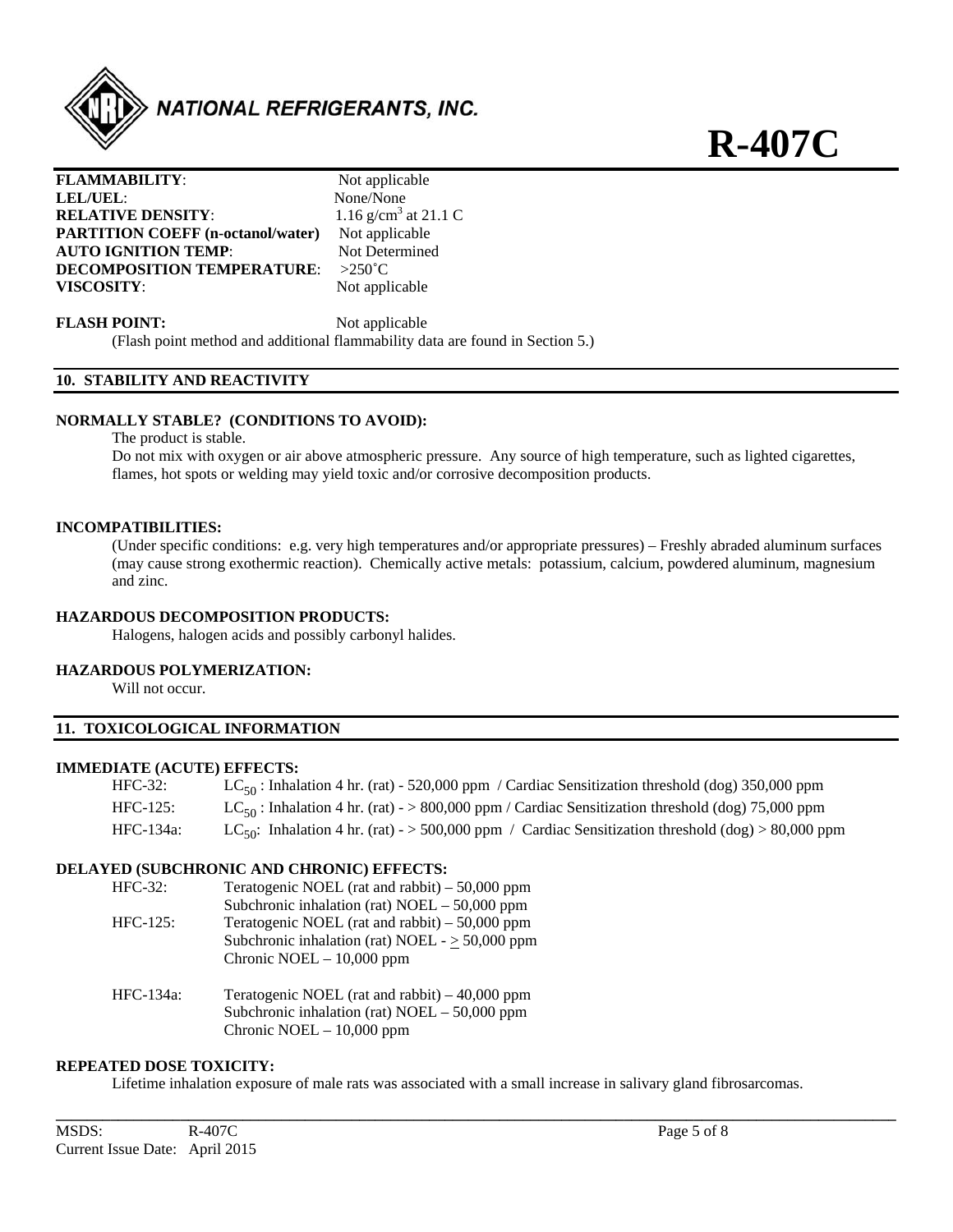**FLAMMABILITY**: Not applicable
**LEL/UEL**: None/None
**RELATIVE DENSITY**: 1.16 g/cm$^3$ at 21.1 C
**PARTITION COEFF (n-octanol/water)** Not applicable
**AUTO IGNITION TEMP**: Not Determined
**DECOMPOSITION TEMPERATURE**: >250˚C
**VISCOSITY**: Not applicable

**FLASH POINT:** Not applicable
(Flash point method and additional flammability data are found in Section 5.)

## 10. STABILITY AND REACTIVITY

**NORMALLY STABLE? (CONDITIONS TO AVOID):**

The product is stable.

Do not mix with oxygen or air above atmospheric pressure. Any source of high temperature, such as lighted cigarettes, flames, hot spots or welding may yield toxic and/or corrosive decomposition products.

**INCOMPATIBILITIES:**

(Under specific conditions: e.g. very high temperatures and/or appropriate pressures) – Freshly abraded aluminum surfaces (may cause strong exothermic reaction). Chemically active metals: potassium, calcium, powdered aluminum, magnesium and zinc.

**HAZARDOUS DECOMPOSITION PRODUCTS:**

Halogens, halogen acids and possibly carbonyl halides.

**HAZARDOUS POLYMERIZATION:**

Will not occur.

## 11. TOXICOLOGICAL INFORMATION

**IMMEDIATE (ACUTE) EFFECTS:**

HFC-32: $LC_{50}$ : Inhalation 4 hr. (rat) - 520,000 ppm / Cardiac Sensitization threshold (dog) 350,000 ppm
HFC-125: $LC_{50}$ : Inhalation 4 hr. (rat) - > 800,000 ppm / Cardiac Sensitization threshold (dog) 75,000 ppm
HFC-134a: $LC_{50}$: Inhalation 4 hr. (rat) - > 500,000 ppm / Cardiac Sensitization threshold (dog) > 80,000 ppm

**DELAYED (SUBCHRONIC AND CHRONIC) EFFECTS:**

HFC-32: Teratogenic NOEL (rat and rabbit) – 50,000 ppm
Subchronic inhalation (rat) NOEL – 50,000 ppm

HFC-125: Teratogenic NOEL (rat and rabbit) – 50,000 ppm
Subchronic inhalation (rat) NOEL - $\geq$ 50,000 ppm
Chronic NOEL – 10,000 ppm

HFC-134a: Teratogenic NOEL (rat and rabbit) – 40,000 ppm
Subchronic inhalation (rat) NOEL – 50,000 ppm
Chronic NOEL – 10,000 ppm

**REPEATED DOSE TOXICITY:**

Lifetime inhalation exposure of male rats was associated with a small increase in salivary gland fibrosarcomas.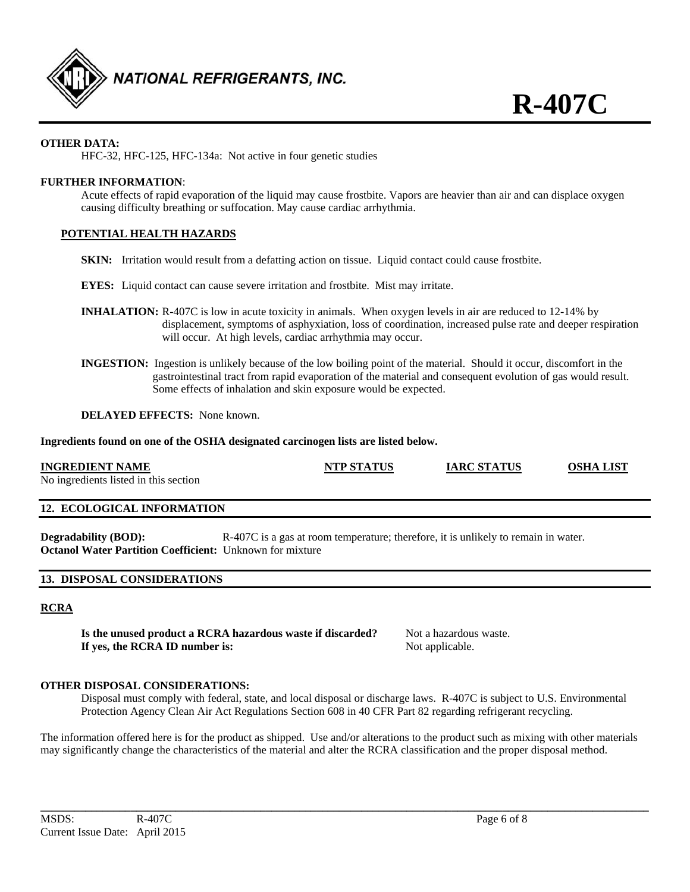**OTHER DATA:**

HFC-32, HFC-125, HFC-134a: Not active in four genetic studies

**FURTHER INFORMATION**:

Acute effects of rapid evaporation of the liquid may cause frostbite. Vapors are heavier than air and can displace oxygen causing difficulty breathing or suffocation. May cause cardiac arrhythmia.

**POTENTIAL HEALTH HAZARDS**

**SKIN:** Irritation would result from a defatting action on tissue. Liquid contact could cause frostbite.

**EYES:** Liquid contact can cause severe irritation and frostbite. Mist may irritate.

**INHALATION:** R-407C is low in acute toxicity in animals. When oxygen levels in air are reduced to 12-14% by displacement, symptoms of asphyxiation, loss of coordination, increased pulse rate and deeper respiration will occur. At high levels, cardiac arrhythmia may occur.

**INGESTION:** Ingestion is unlikely because of the low boiling point of the material. Should it occur, discomfort in the gastrointestinal tract from rapid evaporation of the material and consequent evolution of gas would result. Some effects of inhalation and skin exposure would be expected.

**DELAYED EFFECTS:** None known.

**Ingredients found on one of the OSHA designated carcinogen lists are listed below.**

| INGREDIENT NAME | NTP STATUS | IARC STATUS | OSHA LIST |
|---|---|---|---|
| No ingredients listed in this section | | | |

## 12. ECOLOGICAL INFORMATION

**Degradability (BOD):** R-407C is a gas at room temperature; therefore, it is unlikely to remain in water.
**Octanol Water Partition Coefficient:** Unknown for mixture

## 13. DISPOSAL CONSIDERATIONS

**RCRA**

**Is the unused product a RCRA hazardous waste if discarded?** Not a hazardous waste.
**If yes, the RCRA ID number is:** Not applicable.

**OTHER DISPOSAL CONSIDERATIONS:**

Disposal must comply with federal, state, and local disposal or discharge laws. R-407C is subject to U.S. Environmental Protection Agency Clean Air Act Regulations Section 608 in 40 CFR Part 82 regarding refrigerant recycling.

The information offered here is for the product as shipped. Use and/or alterations to the product such as mixing with other materials may significantly change the characteristics of the material and alter the RCRA classification and the proper disposal method.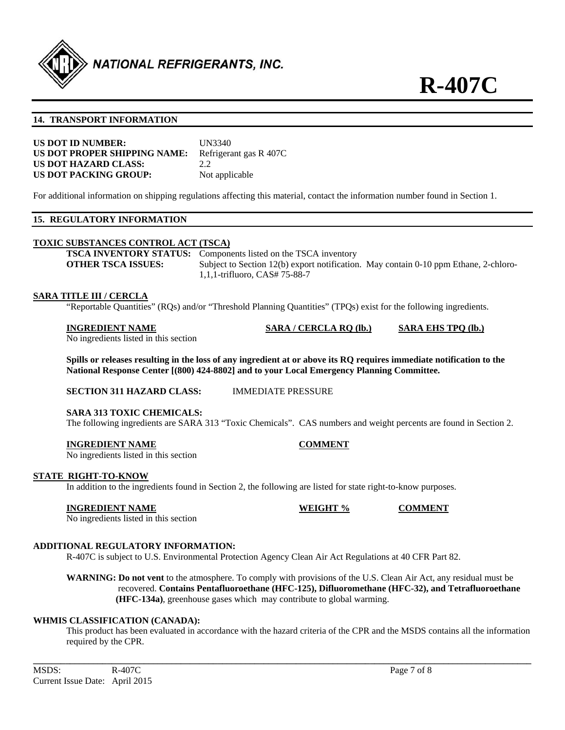# R-407C

## 14. TRANSPORT INFORMATION

**US DOT ID NUMBER:** UN3340
**US DOT PROPER SHIPPING NAME:** Refrigerant gas R 407C
**US DOT HAZARD CLASS:** 2.2
**US DOT PACKING GROUP:** Not applicable

For additional information on shipping regulations affecting this material, contact the information number found in Section 1.

## 15. REGULATORY INFORMATION

**TOXIC SUBSTANCES CONTROL ACT (TSCA)**

**TSCA INVENTORY STATUS:** Components listed on the TSCA inventory
**OTHER TSCA ISSUES:** Subject to Section 12(b) export notification. May contain 0-10 ppm Ethane, 2-chloro-1,1,1-trifluoro, CAS# 75-88-7

**SARA TITLE III / CERCLA**

"Reportable Quantities" (RQs) and/or "Threshold Planning Quantities" (TPQs) exist for the following ingredients.

| INGREDIENT NAME | SARA / CERCLA RQ (lb.) | SARA EHS TPQ (lb.) |
|---|---|---|
| No ingredients listed in this section | | |

**Spills or releases resulting in the loss of any ingredient at or above its RQ requires immediate notification to the National Response Center [(800) 424-8802] and to your Local Emergency Planning Committee.**

**SECTION 311 HAZARD CLASS:** IMMEDIATE PRESSURE

**SARA 313 TOXIC CHEMICALS:**
The following ingredients are SARA 313 "Toxic Chemicals". CAS numbers and weight percents are found in Section 2.

| INGREDIENT NAME | COMMENT |
|---|---|
| No ingredients listed in this section | |

**STATE RIGHT-TO-KNOW**

In addition to the ingredients found in Section 2, the following are listed for state right-to-know purposes.

| INGREDIENT NAME | WEIGHT % | COMMENT |
|---|---|---|
| No ingredients listed in this section | | |

**ADDITIONAL REGULATORY INFORMATION:**

R-407C is subject to U.S. Environmental Protection Agency Clean Air Act Regulations at 40 CFR Part 82.

**WARNING: Do not vent** to the atmosphere. To comply with provisions of the U.S. Clean Air Act, any residual must be recovered. **Contains Pentafluoroethane (HFC-125), Difluoromethane (HFC-32), and Tetrafluoroethane (HFC-134a)**, greenhouse gases which may contribute to global warming.

**WHMIS CLASSIFICATION (CANADA):**

This product has been evaluated in accordance with the hazard criteria of the CPR and the MSDS contains all the information required by the CPR.

MSDS: R-407C
Current Issue Date: April 2015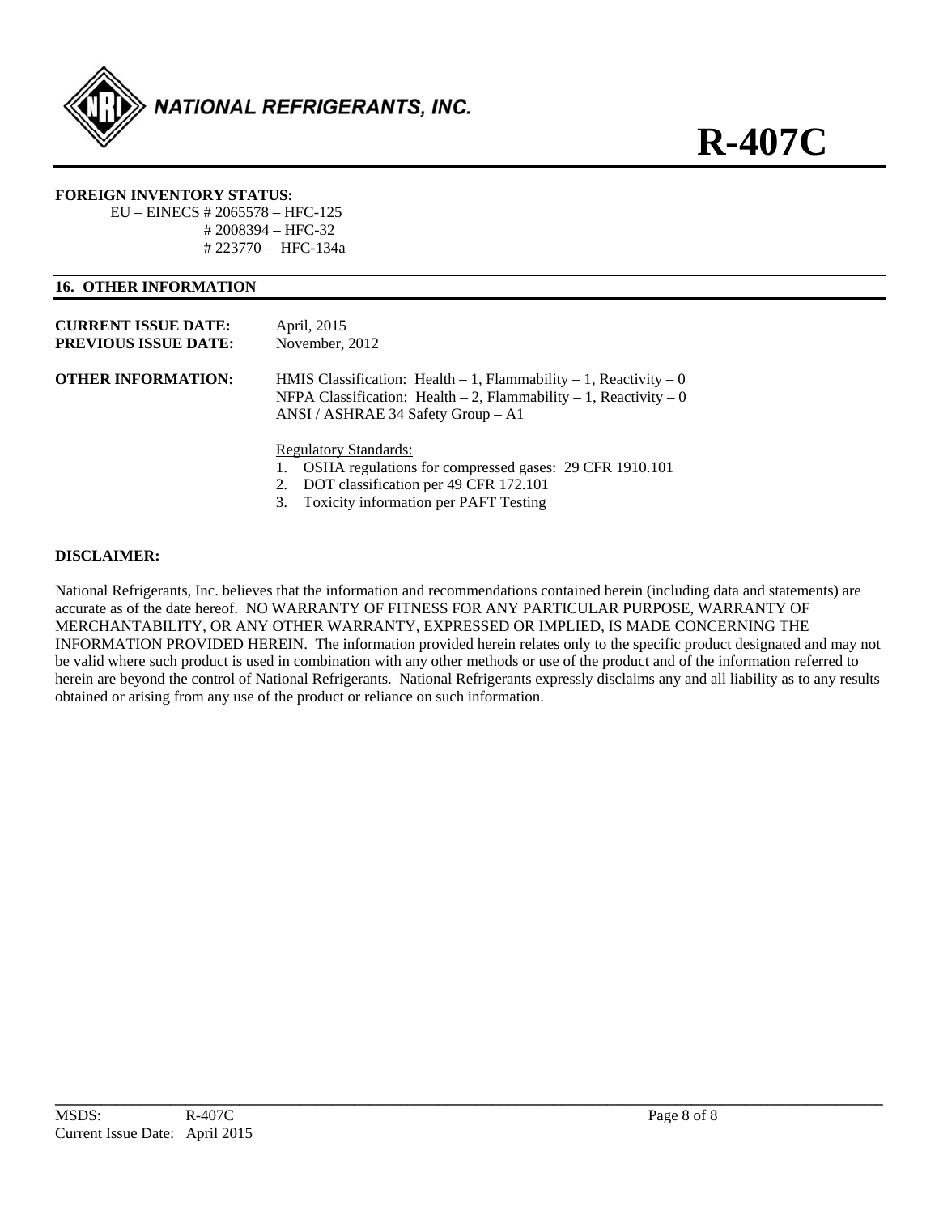**FOREIGN INVENTORY STATUS:**

EU – EINECS # 2065578 – HFC-125
# 2008394 – HFC-32
# 223770 – HFC-134a

## 16. OTHER INFORMATION

**CURRENT ISSUE DATE:** April, 2015
**PREVIOUS ISSUE DATE:** November, 2012

**OTHER INFORMATION:** HMIS Classification: Health – 1, Flammability – 1, Reactivity – 0
NFPA Classification: Health – 2, Flammability – 1, Reactivity – 0
ANSI / ASHRAE 34 Safety Group – A1

Regulatory Standards:

1. OSHA regulations for compressed gases: 29 CFR 1910.101
2. DOT classification per 49 CFR 172.101
3. Toxicity information per PAFT Testing

**DISCLAIMER:**

National Refrigerants, Inc. believes that the information and recommendations contained herein (including data and statements) are accurate as of the date hereof. NO WARRANTY OF FITNESS FOR ANY PARTICULAR PURPOSE, WARRANTY OF MERCHANTABILITY, OR ANY OTHER WARRANTY, EXPRESSED OR IMPLIED, IS MADE CONCERNING THE INFORMATION PROVIDED HEREIN. The information provided herein relates only to the specific product designated and may not be valid where such product is used in combination with any other methods or use of the product and of the information referred to herein are beyond the control of National Refrigerants. National Refrigerants expressly disclaims any and all liability as to any results obtained or arising from any use of the product or reliance on such information.